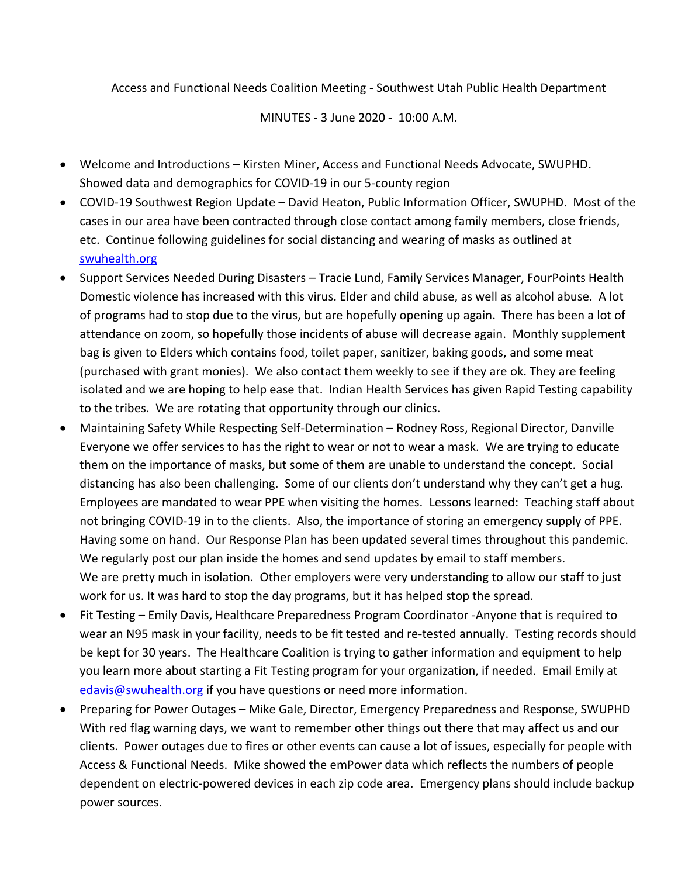Access and Functional Needs Coalition Meeting - Southwest Utah Public Health Department

MINUTES - 3 June 2020 - 10:00 A.M.

- Welcome and Introductions – Kirsten Miner, Access and Functional Needs Advocate, SWUPHD. Showed data and demographics for COVID-19 in our 5-county region
- COVID-19 Southwest Region Update – David Heaton, Public Information Officer, SWUPHD. Most of the cases in our area have been contracted through close contact among family members, close friends, etc. Continue following guidelines for social distancing and wearing of masks as outlined at [swuhealth.org](swuhealth.org)
- Support Services Needed During Disasters – Tracie Lund, Family Services Manager, FourPoints Health Domestic violence has increased with this virus. Elder and child abuse, as well as alcohol abuse. A lot of programs had to stop due to the virus, but are hopefully opening up again. There has been a lot of attendance on zoom, so hopefully those incidents of abuse will decrease again. Monthly supplement bag is given to Elders which contains food, toilet paper, sanitizer, baking goods, and some meat (purchased with grant monies). We also contact them weekly to see if they are ok. They are feeling isolated and we are hoping to help ease that. Indian Health Services has given Rapid Testing capability to the tribes. We are rotating that opportunity through our clinics.
- Maintaining Safety While Respecting Self-Determination – Rodney Ross, Regional Director, Danville Everyone we offer services to has the right to wear or not to wear a mask. We are trying to educate them on the importance of masks, but some of them are unable to understand the concept. Social distancing has also been challenging. Some of our clients don't understand why they can't get a hug. Employees are mandated to wear PPE when visiting the homes. Lessons learned: Teaching staff about not bringing COVID-19 in to the clients. Also, the importance of storing an emergency supply of PPE. Having some on hand. Our Response Plan has been updated several times throughout this pandemic. We regularly post our plan inside the homes and send updates by email to staff members.  
  We are pretty much in isolation. Other employers were very understanding to allow our staff to just work for us. It was hard to stop the day programs, but it has helped stop the spread.
- Fit Testing – Emily Davis, Healthcare Preparedness Program Coordinator -Anyone that is required to wear an N95 mask in your facility, needs to be fit tested and re-tested annually. Testing records should be kept for 30 years. The Healthcare Coalition is trying to gather information and equipment to help you learn more about starting a Fit Testing program for your organization, if needed. Email Emily at [edavis@swuhealth.org](mailto:edavis@swuhealth.org) if you have questions or need more information.
- Preparing for Power Outages – Mike Gale, Director, Emergency Preparedness and Response, SWUPHD With red flag warning days, we want to remember other things out there that may affect us and our clients. Power outages due to fires or other events can cause a lot of issues, especially for people with Access & Functional Needs. Mike showed the emPower data which reflects the numbers of people dependent on electric-powered devices in each zip code area. Emergency plans should include backup power sources.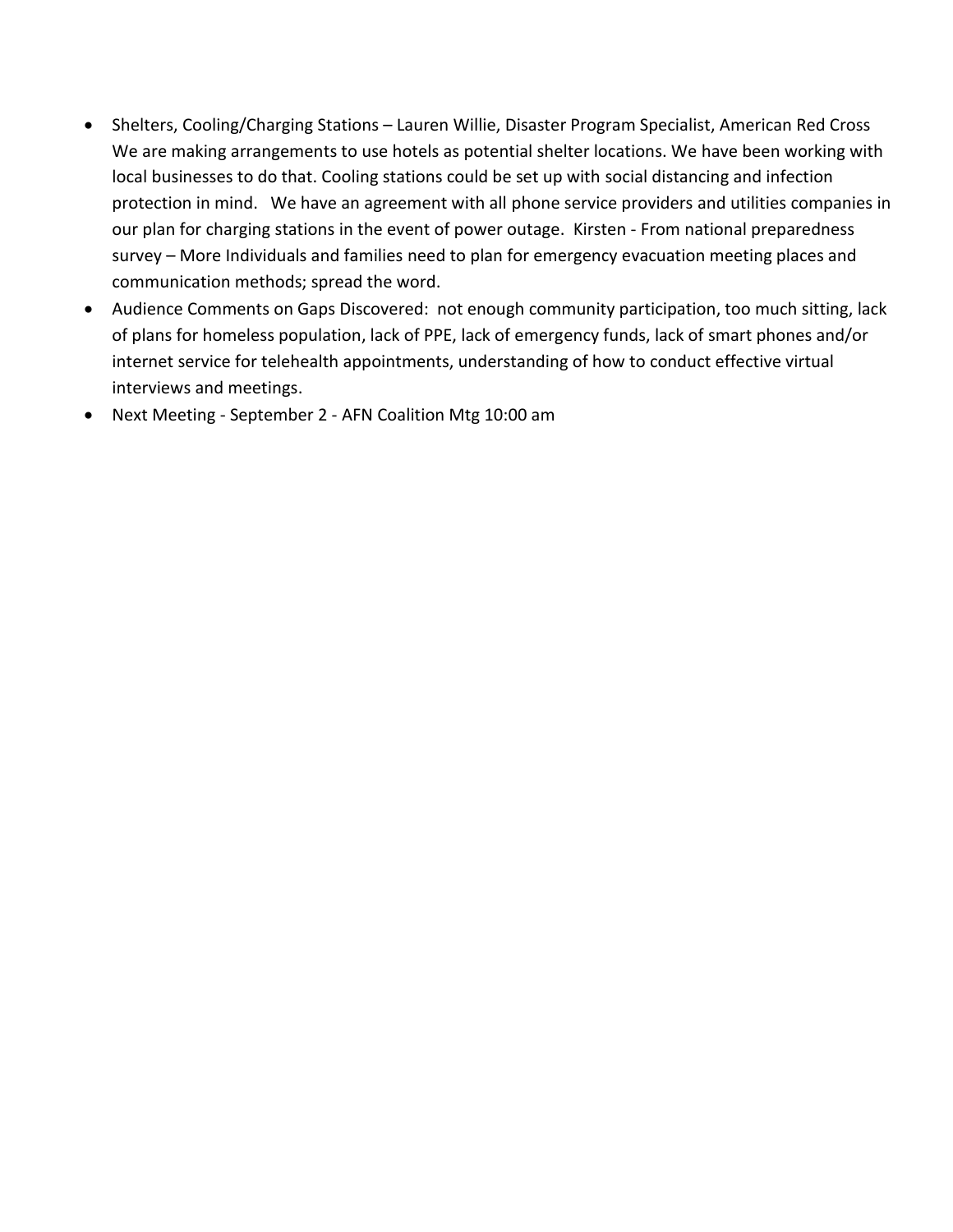- Shelters, Cooling/Charging Stations – Lauren Willie, Disaster Program Specialist, American Red Cross We are making arrangements to use hotels as potential shelter locations. We have been working with local businesses to do that. Cooling stations could be set up with social distancing and infection protection in mind. We have an agreement with all phone service providers and utilities companies in our plan for charging stations in the event of power outage. Kirsten - From national preparedness survey – More Individuals and families need to plan for emergency evacuation meeting places and communication methods; spread the word.
- Audience Comments on Gaps Discovered: not enough community participation, too much sitting, lack of plans for homeless population, lack of PPE, lack of emergency funds, lack of smart phones and/or internet service for telehealth appointments, understanding of how to conduct effective virtual interviews and meetings.
- Next Meeting - September 2 - AFN Coalition Mtg 10:00 am